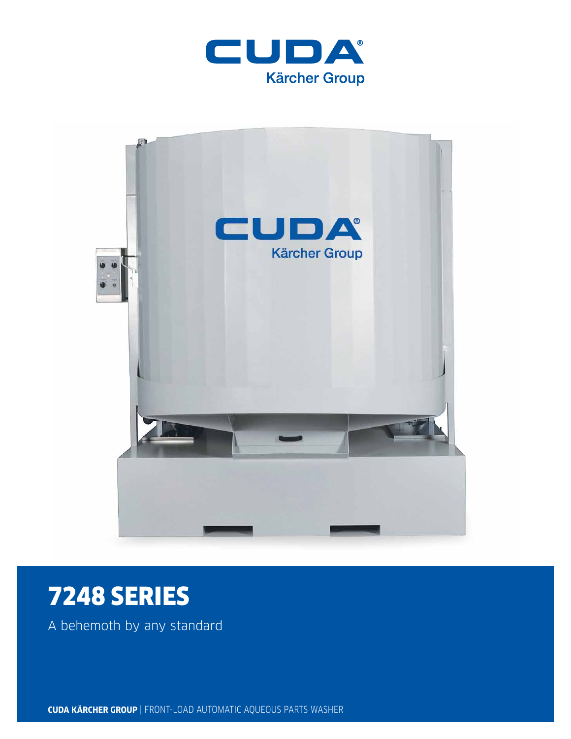CUDA®

Kärcher Group

# 7248 SERIES

A behemoth by any standard

**CUDA KÄRCHER GROUP** | FRONT-LOAD AUTOMATIC AQUEOUS PARTS WASHER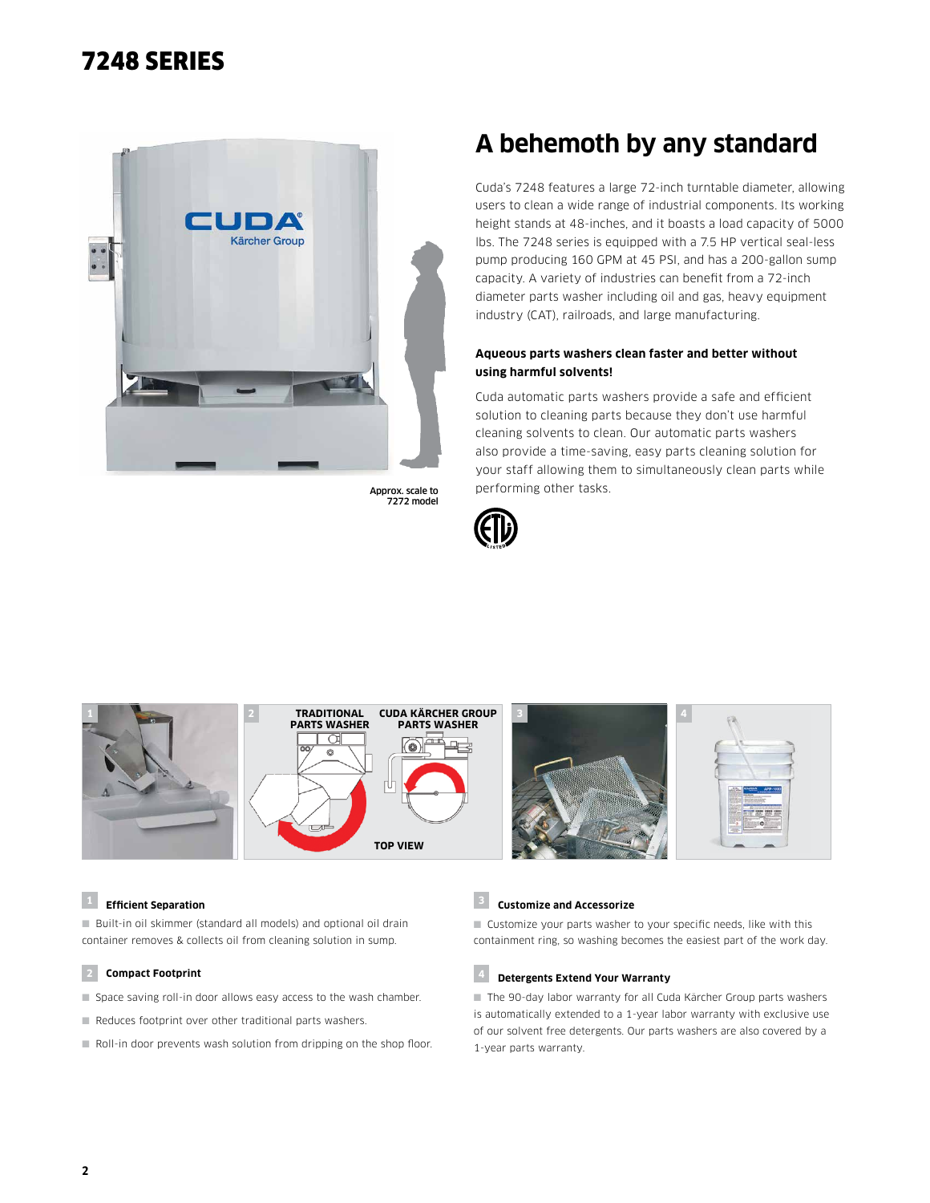# 7248 SERIES

Approx. scale to 7272 model

## A behemoth by any standard

Cuda's 7248 features a large 72-inch turntable diameter, allowing users to clean a wide range of industrial components. Its working height stands at 48-inches, and it boasts a load capacity of 5000 lbs. The 7248 series is equipped with a 7.5 HP vertical seal-less pump producing 160 GPM at 45 PSI, and has a 200-gallon sump capacity. A variety of industries can benefit from a 72-inch diameter parts washer including oil and gas, heavy equipment industry (CAT), railroads, and large manufacturing.

**Aqueous parts washers clean faster and better without using harmful solvents!**

Cuda automatic parts washers provide a safe and efficient solution to cleaning parts because they don't use harmful cleaning solvents to clean. Our automatic parts washers also provide a time-saving, easy parts cleaning solution for your staff allowing them to simultaneously clean parts while performing other tasks.

TRADITIONAL PARTS WASHER | CUDA KÄRCHER GROUP PARTS WASHER

TOP VIEW

### 1 Efficient Separation

- Built-in oil skimmer (standard all models) and optional oil drain container removes & collects oil from cleaning solution in sump.

### 2 Compact Footprint

- Space saving roll-in door allows easy access to the wash chamber.
- Reduces footprint over other traditional parts washers.
- Roll-in door prevents wash solution from dripping on the shop floor.

### 3 Customize and Accessorize

- Customize your parts washer to your specific needs, like with this containment ring, so washing becomes the easiest part of the work day.

### 4 Detergents Extend Your Warranty

- The 90-day labor warranty for all Cuda Kärcher Group parts washers is automatically extended to a 1-year labor warranty with exclusive use of our solvent free detergents. Our parts washers are also covered by a 1-year parts warranty.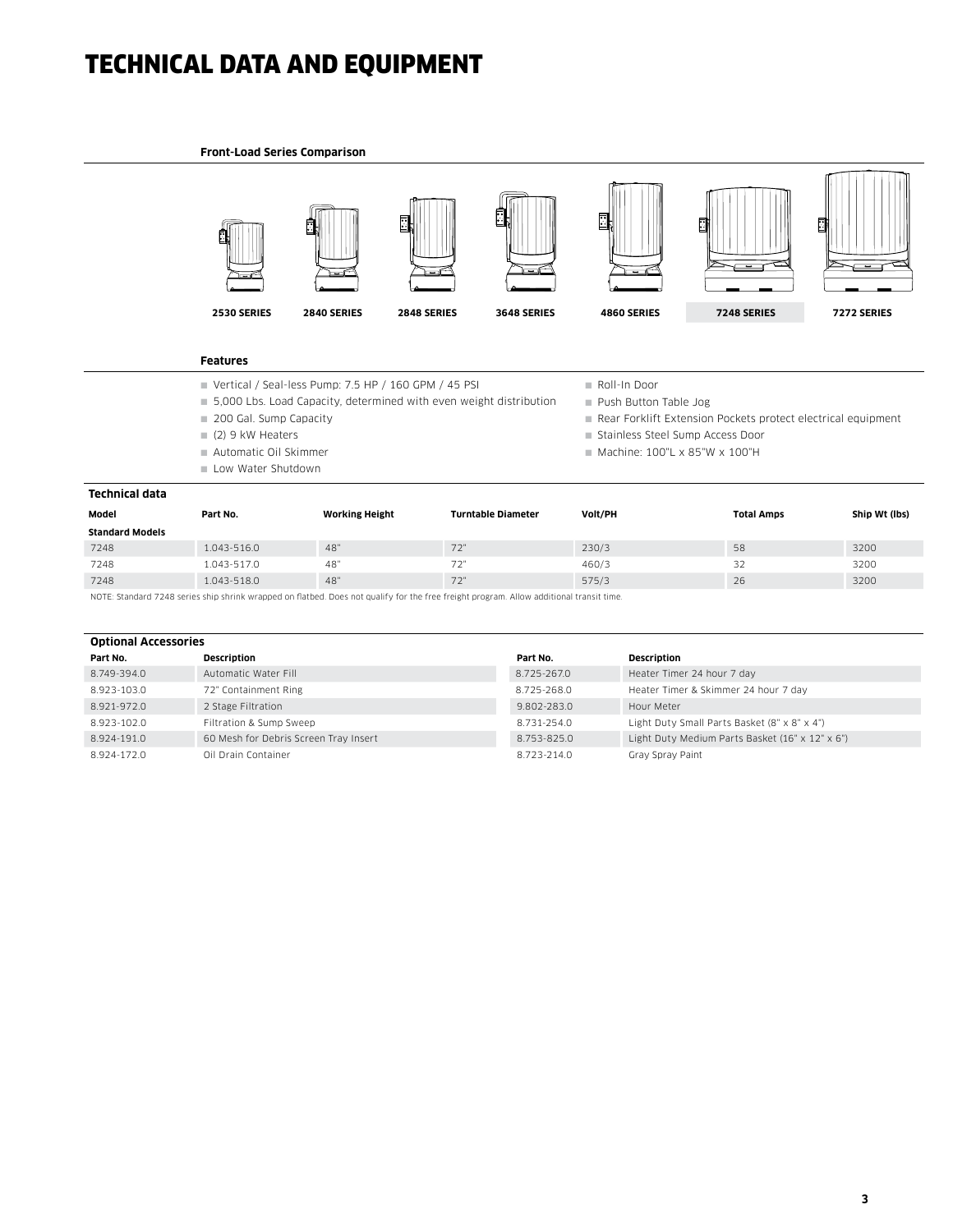# TECHNICAL DATA AND EQUIPMENT

**Front-Load Series Comparison**

2530 SERIES | 2840 SERIES | 2848 SERIES | 3648 SERIES | 4860 SERIES | **7248 SERIES** | 7272 SERIES

**Features**

- Vertical / Seal-less Pump: 7.5 HP / 160 GPM / 45 PSI
- 5,000 Lbs. Load Capacity, determined with even weight distribution
- 200 Gal. Sump Capacity
- (2) 9 kW Heaters
- Automatic Oil Skimmer
- Low Water Shutdown
- Roll-In Door
- Push Button Table Jog
- Rear Forklift Extension Pockets protect electrical equipment
- Stainless Steel Sump Access Door
- Machine: 100"L x 85"W x 100"H

**Technical data**

| Model | Part No. | Working Height | Turntable Diameter | Volt/PH | Total Amps | Ship Wt (lbs) |
|---|---|---|---|---|---|---|
| **Standard Models** | | | | | | |
| 7248 | 1.043-516.0 | 48" | 72" | 230/3 | 58 | 3200 |
| 7248 | 1.043-517.0 | 48" | 72" | 460/3 | 32 | 3200 |
| 7248 | 1.043-518.0 | 48" | 72" | 575/3 | 26 | 3200 |

NOTE: Standard 7248 series ship shrink wrapped on flatbed. Does not qualify for the free freight program. Allow additional transit time.

**Optional Accessories**

| Part No. | Description | Part No. | Description |
|---|---|---|---|
| 8.749-394.0 | Automatic Water Fill | 8.725-267.0 | Heater Timer 24 hour 7 day |
| 8.923-103.0 | 72" Containment Ring | 8.725-268.0 | Heater Timer & Skimmer 24 hour 7 day |
| 8.921-972.0 | 2 Stage Filtration | 9.802-283.0 | Hour Meter |
| 8.923-102.0 | Filtration & Sump Sweep | 8.731-254.0 | Light Duty Small Parts Basket (8" x 8" x 4") |
| 8.924-191.0 | 60 Mesh for Debris Screen Tray Insert | 8.753-825.0 | Light Duty Medium Parts Basket (16" x 12" x 6") |
| 8.924-172.0 | Oil Drain Container | 8.723-214.0 | Gray Spray Paint |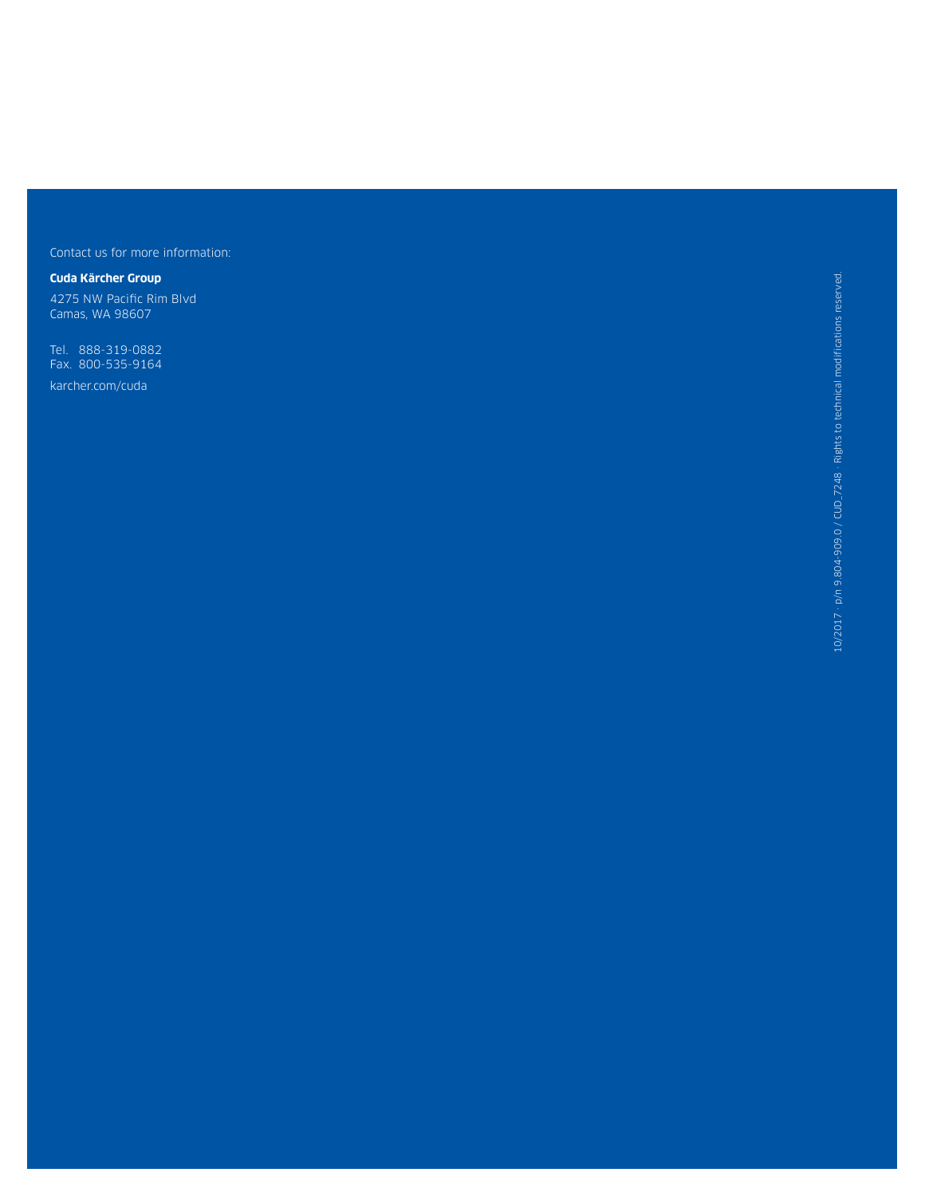Contact us for more information:

**Cuda Kärcher Group**

4275 NW Pacific Rim Blvd
Camas, WA 98607

Tel. 888-319-0882
Fax. 800-535-9164

karcher.com/cuda

10/2017 · p/n 9.804-909.0 / CUD_7248 · Rights to technical modifications reserved.